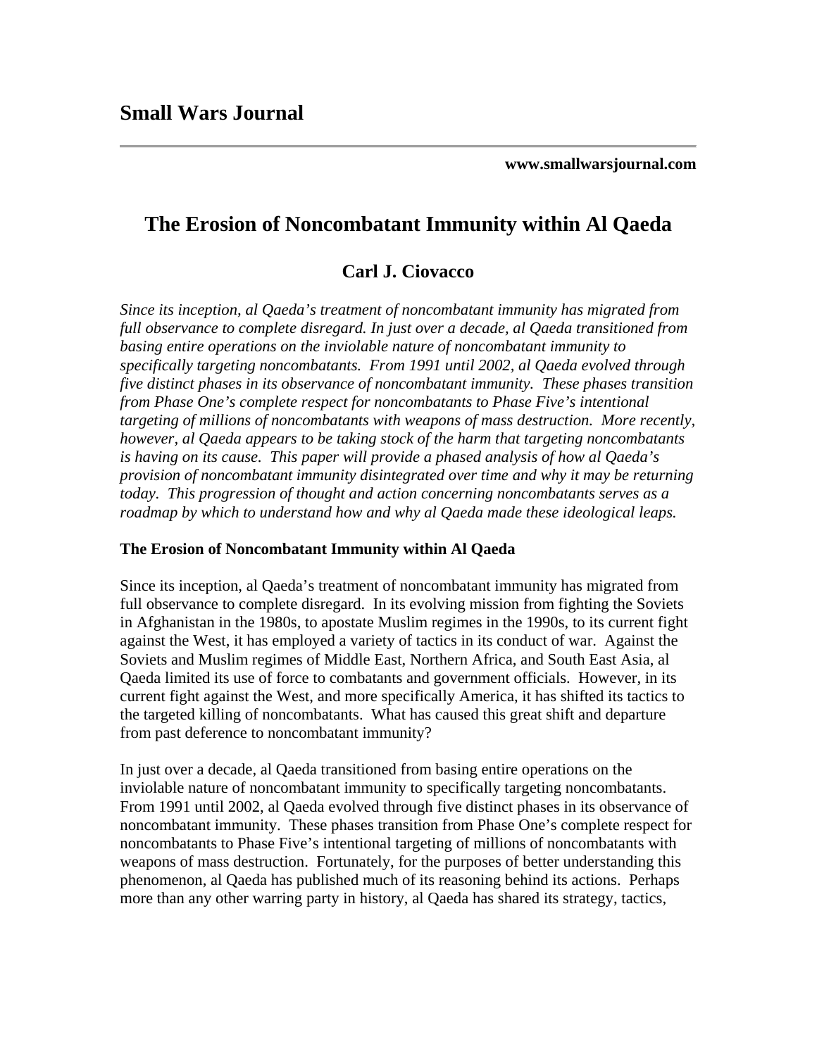# Small Wars Journal

**www.smallwarsjournal.com**

## The Erosion of Noncombatant Immunity within Al Qaeda

### Carl J. Ciovacco

*Since its inception, al Qaeda's treatment of noncombatant immunity has migrated from full observance to complete disregard. In just over a decade, al Qaeda transitioned from basing entire operations on the inviolable nature of noncombatant immunity to specifically targeting noncombatants. From 1991 until 2002, al Qaeda evolved through five distinct phases in its observance of noncombatant immunity. These phases transition from Phase One's complete respect for noncombatants to Phase Five's intentional targeting of millions of noncombatants with weapons of mass destruction. More recently, however, al Qaeda appears to be taking stock of the harm that targeting noncombatants is having on its cause. This paper will provide a phased analysis of how al Qaeda's provision of noncombatant immunity disintegrated over time and why it may be returning today. This progression of thought and action concerning noncombatants serves as a roadmap by which to understand how and why al Qaeda made these ideological leaps.*

**The Erosion of Noncombatant Immunity within Al Qaeda**

Since its inception, al Qaeda's treatment of noncombatant immunity has migrated from full observance to complete disregard. In its evolving mission from fighting the Soviets in Afghanistan in the 1980s, to apostate Muslim regimes in the 1990s, to its current fight against the West, it has employed a variety of tactics in its conduct of war. Against the Soviets and Muslim regimes of Middle East, Northern Africa, and South East Asia, al Qaeda limited its use of force to combatants and government officials. However, in its current fight against the West, and more specifically America, it has shifted its tactics to the targeted killing of noncombatants. What has caused this great shift and departure from past deference to noncombatant immunity?

In just over a decade, al Qaeda transitioned from basing entire operations on the inviolable nature of noncombatant immunity to specifically targeting noncombatants. From 1991 until 2002, al Qaeda evolved through five distinct phases in its observance of noncombatant immunity. These phases transition from Phase One's complete respect for noncombatants to Phase Five's intentional targeting of millions of noncombatants with weapons of mass destruction. Fortunately, for the purposes of better understanding this phenomenon, al Qaeda has published much of its reasoning behind its actions. Perhaps more than any other warring party in history, al Qaeda has shared its strategy, tactics,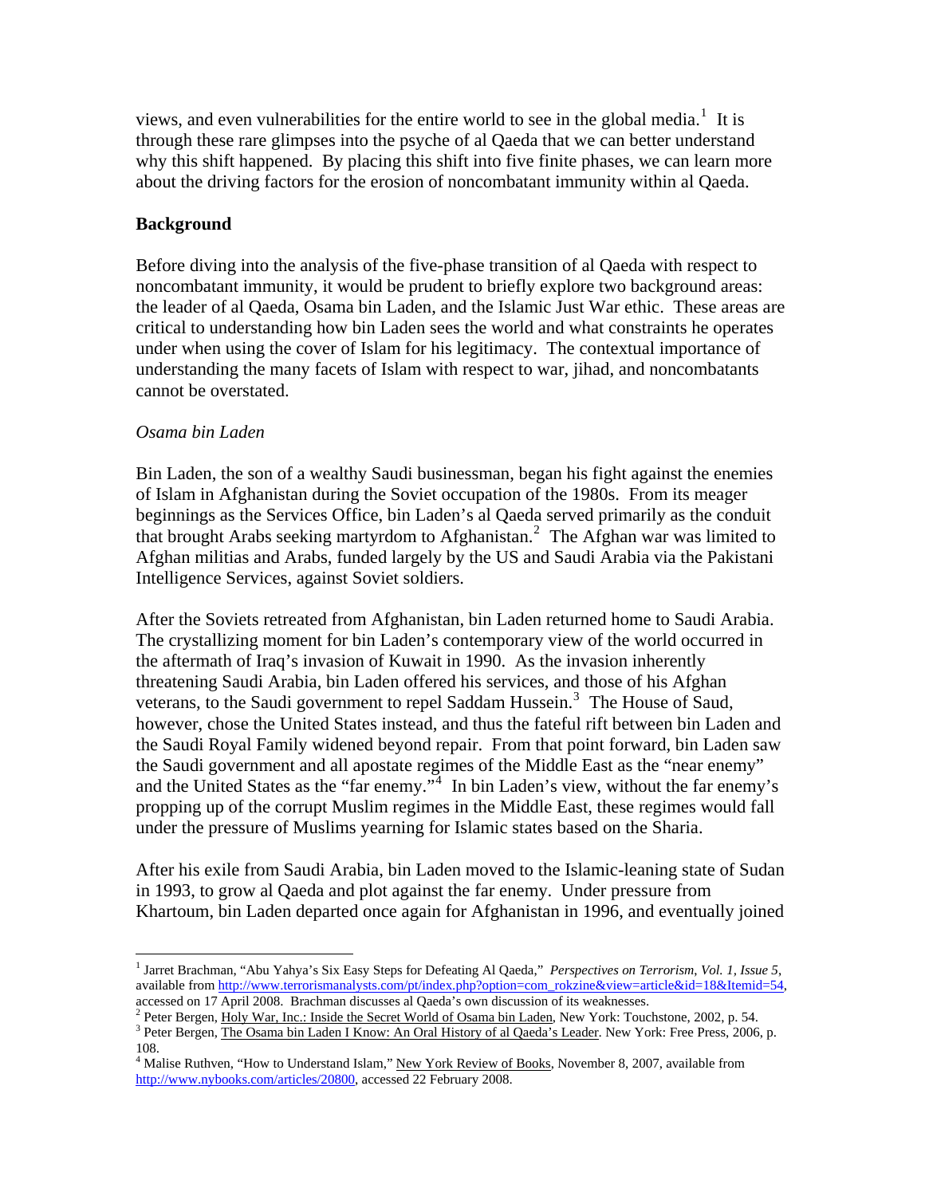views, and even vulnerabilities for the entire world to see in the global media.[1] It is through these rare glimpses into the psyche of al Qaeda that we can better understand why this shift happened. By placing this shift into five finite phases, we can learn more about the driving factors for the erosion of noncombatant immunity within al Qaeda.

## Background

Before diving into the analysis of the five-phase transition of al Qaeda with respect to noncombatant immunity, it would be prudent to briefly explore two background areas: the leader of al Qaeda, Osama bin Laden, and the Islamic Just War ethic. These areas are critical to understanding how bin Laden sees the world and what constraints he operates under when using the cover of Islam for his legitimacy. The contextual importance of understanding the many facets of Islam with respect to war, jihad, and noncombatants cannot be overstated.

### *Osama bin Laden*

Bin Laden, the son of a wealthy Saudi businessman, began his fight against the enemies of Islam in Afghanistan during the Soviet occupation of the 1980s. From its meager beginnings as the Services Office, bin Laden's al Qaeda served primarily as the conduit that brought Arabs seeking martyrdom to Afghanistan.[2] The Afghan war was limited to Afghan militias and Arabs, funded largely by the US and Saudi Arabia via the Pakistani Intelligence Services, against Soviet soldiers.

After the Soviets retreated from Afghanistan, bin Laden returned home to Saudi Arabia. The crystallizing moment for bin Laden's contemporary view of the world occurred in the aftermath of Iraq's invasion of Kuwait in 1990. As the invasion inherently threatening Saudi Arabia, bin Laden offered his services, and those of his Afghan veterans, to the Saudi government to repel Saddam Hussein.[3] The House of Saud, however, chose the United States instead, and thus the fateful rift between bin Laden and the Saudi Royal Family widened beyond repair. From that point forward, bin Laden saw the Saudi government and all apostate regimes of the Middle East as the "near enemy" and the United States as the "far enemy."[4] In bin Laden's view, without the far enemy's propping up of the corrupt Muslim regimes in the Middle East, these regimes would fall under the pressure of Muslims yearning for Islamic states based on the Sharia.

After his exile from Saudi Arabia, bin Laden moved to the Islamic-leaning state of Sudan in 1993, to grow al Qaeda and plot against the far enemy. Under pressure from Khartoum, bin Laden departed once again for Afghanistan in 1996, and eventually joined

---

[1] Jarret Brachman, "Abu Yahya's Six Easy Steps for Defeating Al Qaeda," *Perspectives on Terrorism, Vol. 1, Issue 5*, available from http://www.terrorismanalysts.com/pt/index.php?option=com_rokzine&view=article&id=18&Itemid=54, accessed on 17 April 2008. Brachman discusses al Qaeda's own discussion of its weaknesses.

[2] Peter Bergen, Holy War, Inc.: Inside the Secret World of Osama bin Laden, New York: Touchstone, 2002, p. 54.

[3] Peter Bergen, The Osama bin Laden I Know: An Oral History of al Qaeda's Leader. New York: Free Press, 2006, p. 108.

[4] Malise Ruthven, "How to Understand Islam," New York Review of Books, November 8, 2007, available from http://www.nybooks.com/articles/20800, accessed 22 February 2008.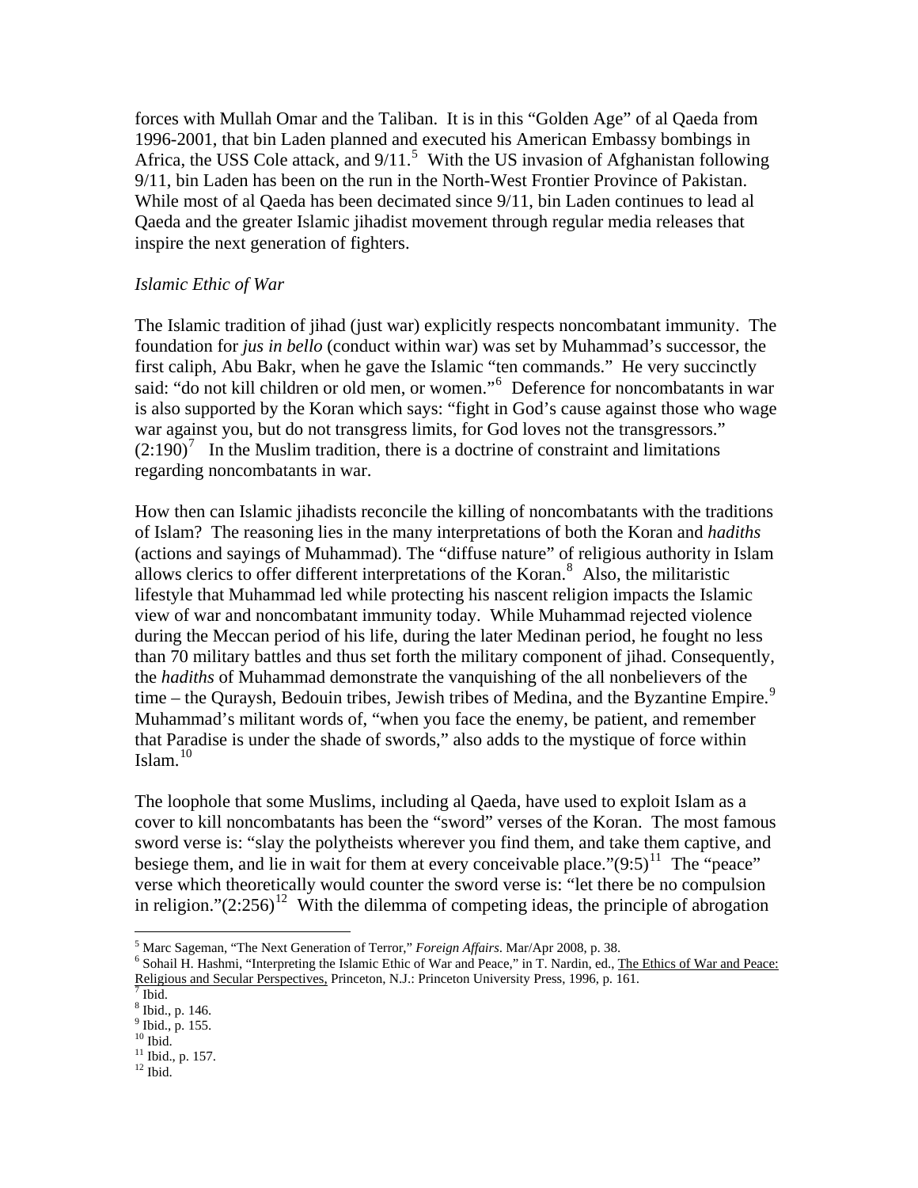forces with Mullah Omar and the Taliban. It is in this "Golden Age" of al Qaeda from 1996-2001, that bin Laden planned and executed his American Embassy bombings in Africa, the USS Cole attack, and 9/11.[5] With the US invasion of Afghanistan following 9/11, bin Laden has been on the run in the North-West Frontier Province of Pakistan. While most of al Qaeda has been decimated since 9/11, bin Laden continues to lead al Qaeda and the greater Islamic jihadist movement through regular media releases that inspire the next generation of fighters.

*Islamic Ethic of War*

The Islamic tradition of jihad (just war) explicitly respects noncombatant immunity. The foundation for *jus in bello* (conduct within war) was set by Muhammad's successor, the first caliph, Abu Bakr, when he gave the Islamic "ten commands." He very succinctly said: "do not kill children or old men, or women."[6] Deference for noncombatants in war is also supported by the Koran which says: "fight in God's cause against those who wage war against you, but do not transgress limits, for God loves not the transgressors." (2:190)[7] In the Muslim tradition, there is a doctrine of constraint and limitations regarding noncombatants in war.

How then can Islamic jihadists reconcile the killing of noncombatants with the traditions of Islam? The reasoning lies in the many interpretations of both the Koran and *hadiths* (actions and sayings of Muhammad). The "diffuse nature" of religious authority in Islam allows clerics to offer different interpretations of the Koran.[8] Also, the militaristic lifestyle that Muhammad led while protecting his nascent religion impacts the Islamic view of war and noncombatant immunity today. While Muhammad rejected violence during the Meccan period of his life, during the later Medinan period, he fought no less than 70 military battles and thus set forth the military component of jihad. Consequently, the *hadiths* of Muhammad demonstrate the vanquishing of the all nonbelievers of the time – the Quraysh, Bedouin tribes, Jewish tribes of Medina, and the Byzantine Empire.[9] Muhammad's militant words of, "when you face the enemy, be patient, and remember that Paradise is under the shade of swords," also adds to the mystique of force within Islam.[10]

The loophole that some Muslims, including al Qaeda, have used to exploit Islam as a cover to kill noncombatants has been the "sword" verses of the Koran. The most famous sword verse is: "slay the polytheists wherever you find them, and take them captive, and besiege them, and lie in wait for them at every conceivable place."(9:5)[11] The "peace" verse which theoretically would counter the sword verse is: "let there be no compulsion in religion."(2:256)[12] With the dilemma of competing ideas, the principle of abrogation

---

[5] Marc Sageman, "The Next Generation of Terror," *Foreign Affairs*. Mar/Apr 2008, p. 38.
[6] Sohail H. Hashmi, "Interpreting the Islamic Ethic of War and Peace," in T. Nardin, ed., The Ethics of War and Peace: Religious and Secular Perspectives, Princeton, N.J.: Princeton University Press, 1996, p. 161.
[7] Ibid.
[8] Ibid., p. 146.
[9] Ibid., p. 155.
[10] Ibid.
[11] Ibid., p. 157.
[12] Ibid.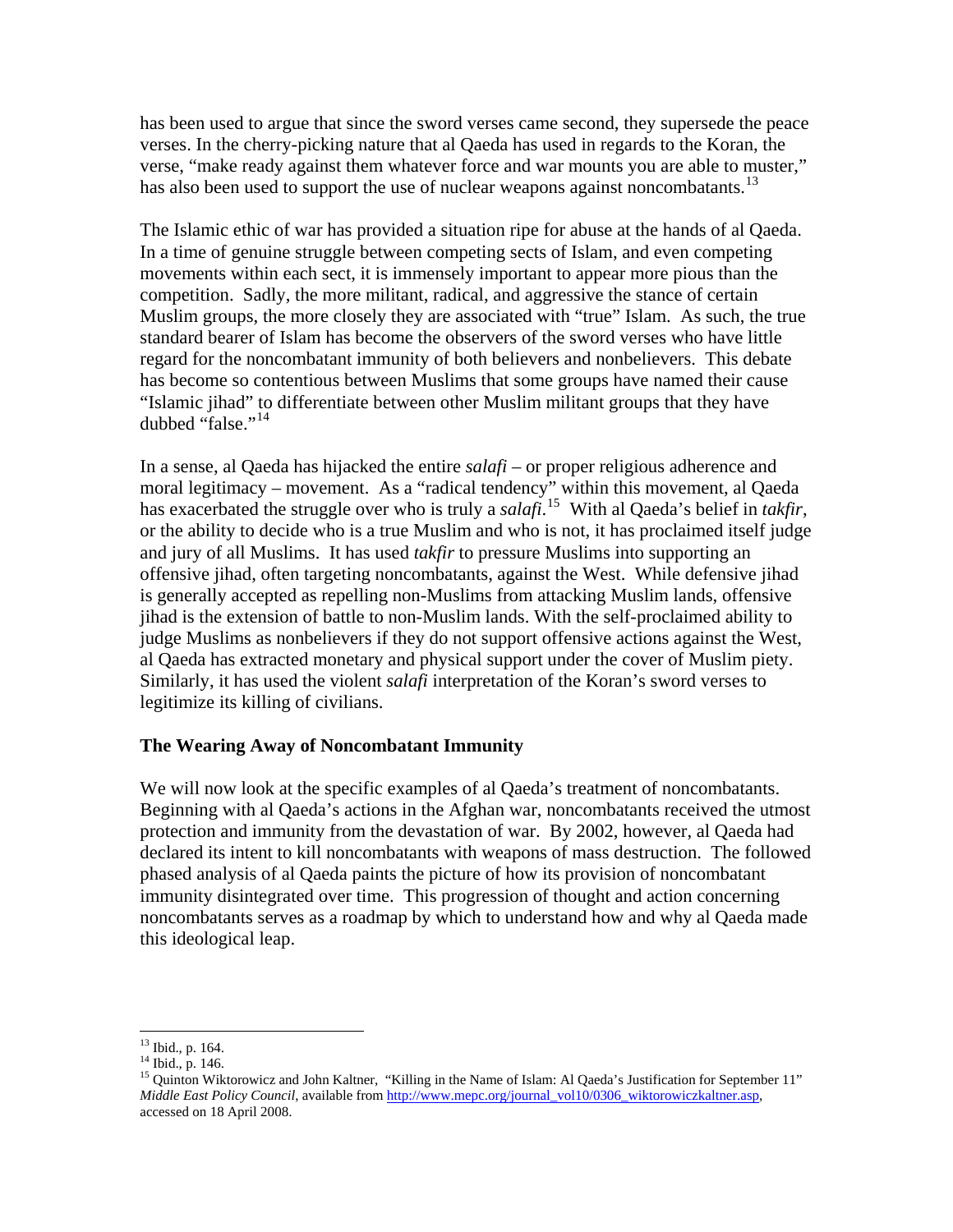has been used to argue that since the sword verses came second, they supersede the peace verses. In the cherry-picking nature that al Qaeda has used in regards to the Koran, the verse, "make ready against them whatever force and war mounts you are able to muster," has also been used to support the use of nuclear weapons against noncombatants.[13]

The Islamic ethic of war has provided a situation ripe for abuse at the hands of al Qaeda. In a time of genuine struggle between competing sects of Islam, and even competing movements within each sect, it is immensely important to appear more pious than the competition. Sadly, the more militant, radical, and aggressive the stance of certain Muslim groups, the more closely they are associated with "true" Islam. As such, the true standard bearer of Islam has become the observers of the sword verses who have little regard for the noncombatant immunity of both believers and nonbelievers. This debate has become so contentious between Muslims that some groups have named their cause "Islamic jihad" to differentiate between other Muslim militant groups that they have dubbed "false."[14]

In a sense, al Qaeda has hijacked the entire *salafi* – or proper religious adherence and moral legitimacy – movement. As a "radical tendency" within this movement, al Qaeda has exacerbated the struggle over who is truly a *salafi*.[15] With al Qaeda's belief in *takfir*, or the ability to decide who is a true Muslim and who is not, it has proclaimed itself judge and jury of all Muslims. It has used *takfir* to pressure Muslims into supporting an offensive jihad, often targeting noncombatants, against the West. While defensive jihad is generally accepted as repelling non-Muslims from attacking Muslim lands, offensive jihad is the extension of battle to non-Muslim lands. With the self-proclaimed ability to judge Muslims as nonbelievers if they do not support offensive actions against the West, al Qaeda has extracted monetary and physical support under the cover of Muslim piety. Similarly, it has used the violent *salafi* interpretation of the Koran's sword verses to legitimize its killing of civilians.

### The Wearing Away of Noncombatant Immunity

We will now look at the specific examples of al Qaeda's treatment of noncombatants. Beginning with al Qaeda's actions in the Afghan war, noncombatants received the utmost protection and immunity from the devastation of war. By 2002, however, al Qaeda had declared its intent to kill noncombatants with weapons of mass destruction. The followed phased analysis of al Qaeda paints the picture of how its provision of noncombatant immunity disintegrated over time. This progression of thought and action concerning noncombatants serves as a roadmap by which to understand how and why al Qaeda made this ideological leap.

---

[13] Ibid., p. 164.

[14] Ibid., p. 146.

[15] Quinton Wiktorowicz and John Kaltner, "Killing in the Name of Islam: Al Qaeda's Justification for September 11" *Middle East Policy Council*, available from http://www.mepc.org/journal_vol10/0306_wiktorowiczkaltner.asp, accessed on 18 April 2008.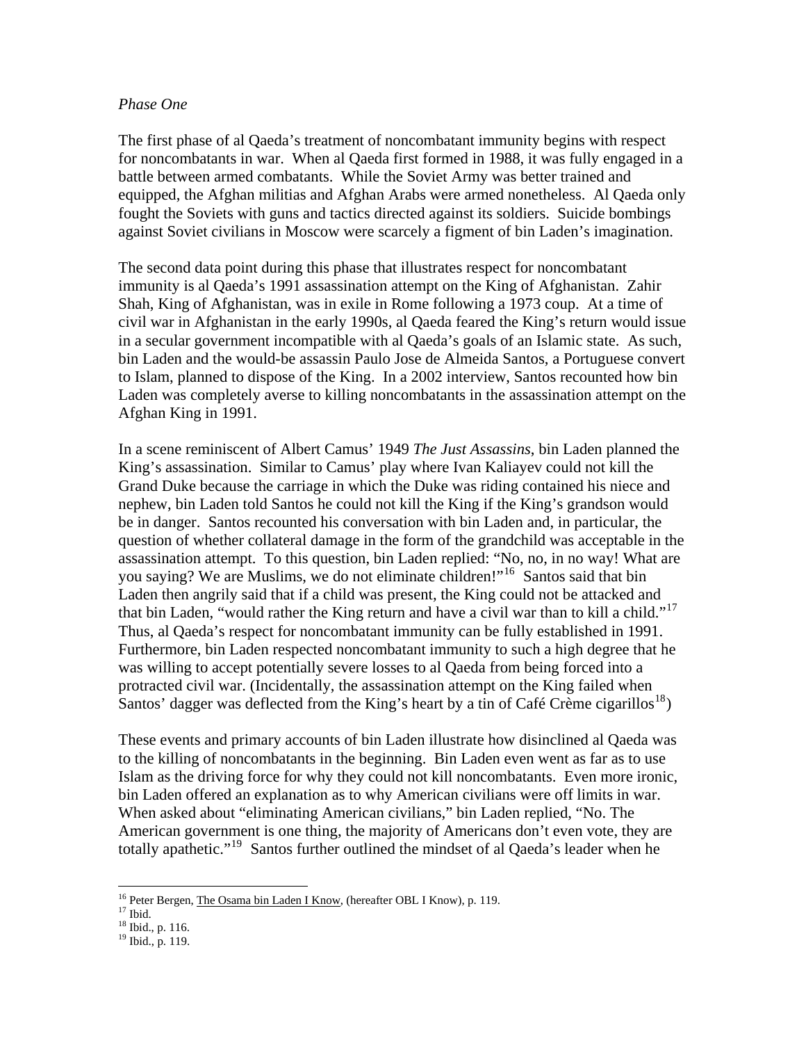*Phase One*

The first phase of al Qaeda's treatment of noncombatant immunity begins with respect for noncombatants in war. When al Qaeda first formed in 1988, it was fully engaged in a battle between armed combatants. While the Soviet Army was better trained and equipped, the Afghan militias and Afghan Arabs were armed nonetheless. Al Qaeda only fought the Soviets with guns and tactics directed against its soldiers. Suicide bombings against Soviet civilians in Moscow were scarcely a figment of bin Laden's imagination.

The second data point during this phase that illustrates respect for noncombatant immunity is al Qaeda's 1991 assassination attempt on the King of Afghanistan. Zahir Shah, King of Afghanistan, was in exile in Rome following a 1973 coup. At a time of civil war in Afghanistan in the early 1990s, al Qaeda feared the King's return would issue in a secular government incompatible with al Qaeda's goals of an Islamic state. As such, bin Laden and the would-be assassin Paulo Jose de Almeida Santos, a Portuguese convert to Islam, planned to dispose of the King. In a 2002 interview, Santos recounted how bin Laden was completely averse to killing noncombatants in the assassination attempt on the Afghan King in 1991.

In a scene reminiscent of Albert Camus' 1949 *The Just Assassins*, bin Laden planned the King's assassination. Similar to Camus' play where Ivan Kaliayev could not kill the Grand Duke because the carriage in which the Duke was riding contained his niece and nephew, bin Laden told Santos he could not kill the King if the King's grandson would be in danger. Santos recounted his conversation with bin Laden and, in particular, the question of whether collateral damage in the form of the grandchild was acceptable in the assassination attempt. To this question, bin Laden replied: "No, no, in no way! What are you saying? We are Muslims, we do not eliminate children!"[16] Santos said that bin Laden then angrily said that if a child was present, the King could not be attacked and that bin Laden, "would rather the King return and have a civil war than to kill a child."[17] Thus, al Qaeda's respect for noncombatant immunity can be fully established in 1991. Furthermore, bin Laden respected noncombatant immunity to such a high degree that he was willing to accept potentially severe losses to al Qaeda from being forced into a protracted civil war. (Incidentally, the assassination attempt on the King failed when Santos' dagger was deflected from the King's heart by a tin of Café Crème cigarillos[18])

These events and primary accounts of bin Laden illustrate how disinclined al Qaeda was to the killing of noncombatants in the beginning. Bin Laden even went as far as to use Islam as the driving force for why they could not kill noncombatants. Even more ironic, bin Laden offered an explanation as to why American civilians were off limits in war. When asked about "eliminating American civilians," bin Laden replied, "No. The American government is one thing, the majority of Americans don't even vote, they are totally apathetic."[19] Santos further outlined the mindset of al Qaeda's leader when he

---

[16] Peter Bergen, The Osama bin Laden I Know, (hereafter OBL I Know), p. 119.
[17] Ibid.
[18] Ibid., p. 116.
[19] Ibid., p. 119.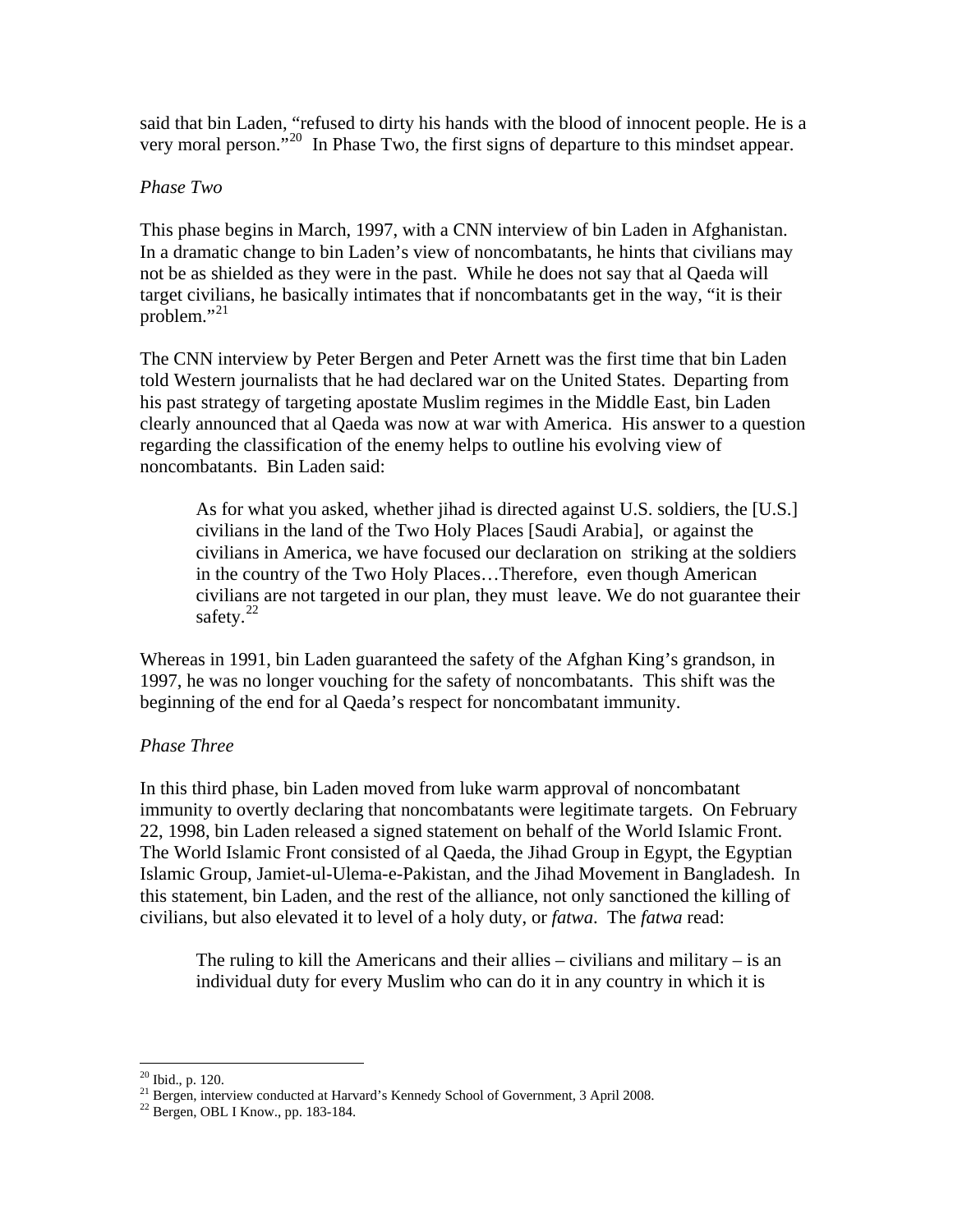said that bin Laden, "refused to dirty his hands with the blood of innocent people. He is a very moral person."[20] In Phase Two, the first signs of departure to this mindset appear.

*Phase Two*

This phase begins in March, 1997, with a CNN interview of bin Laden in Afghanistan. In a dramatic change to bin Laden's view of noncombatants, he hints that civilians may not be as shielded as they were in the past. While he does not say that al Qaeda will target civilians, he basically intimates that if noncombatants get in the way, "it is their problem."[21]

The CNN interview by Peter Bergen and Peter Arnett was the first time that bin Laden told Western journalists that he had declared war on the United States. Departing from his past strategy of targeting apostate Muslim regimes in the Middle East, bin Laden clearly announced that al Qaeda was now at war with America. His answer to a question regarding the classification of the enemy helps to outline his evolving view of noncombatants. Bin Laden said:

> As for what you asked, whether jihad is directed against U.S. soldiers, the [U.S.] civilians in the land of the Two Holy Places [Saudi Arabia], or against the civilians in America, we have focused our declaration on striking at the soldiers in the country of the Two Holy Places…Therefore, even though American civilians are not targeted in our plan, they must leave. We do not guarantee their safety.[22]

Whereas in 1991, bin Laden guaranteed the safety of the Afghan King's grandson, in 1997, he was no longer vouching for the safety of noncombatants. This shift was the beginning of the end for al Qaeda's respect for noncombatant immunity.

*Phase Three*

In this third phase, bin Laden moved from luke warm approval of noncombatant immunity to overtly declaring that noncombatants were legitimate targets. On February 22, 1998, bin Laden released a signed statement on behalf of the World Islamic Front. The World Islamic Front consisted of al Qaeda, the Jihad Group in Egypt, the Egyptian Islamic Group, Jamiet-ul-Ulema-e-Pakistan, and the Jihad Movement in Bangladesh. In this statement, bin Laden, and the rest of the alliance, not only sanctioned the killing of civilians, but also elevated it to level of a holy duty, or *fatwa*. The *fatwa* read:

> The ruling to kill the Americans and their allies – civilians and military – is an individual duty for every Muslim who can do it in any country in which it is

---

[20] Ibid., p. 120.

[21] Bergen, interview conducted at Harvard's Kennedy School of Government, 3 April 2008.

[22] Bergen, OBL I Know., pp. 183-184.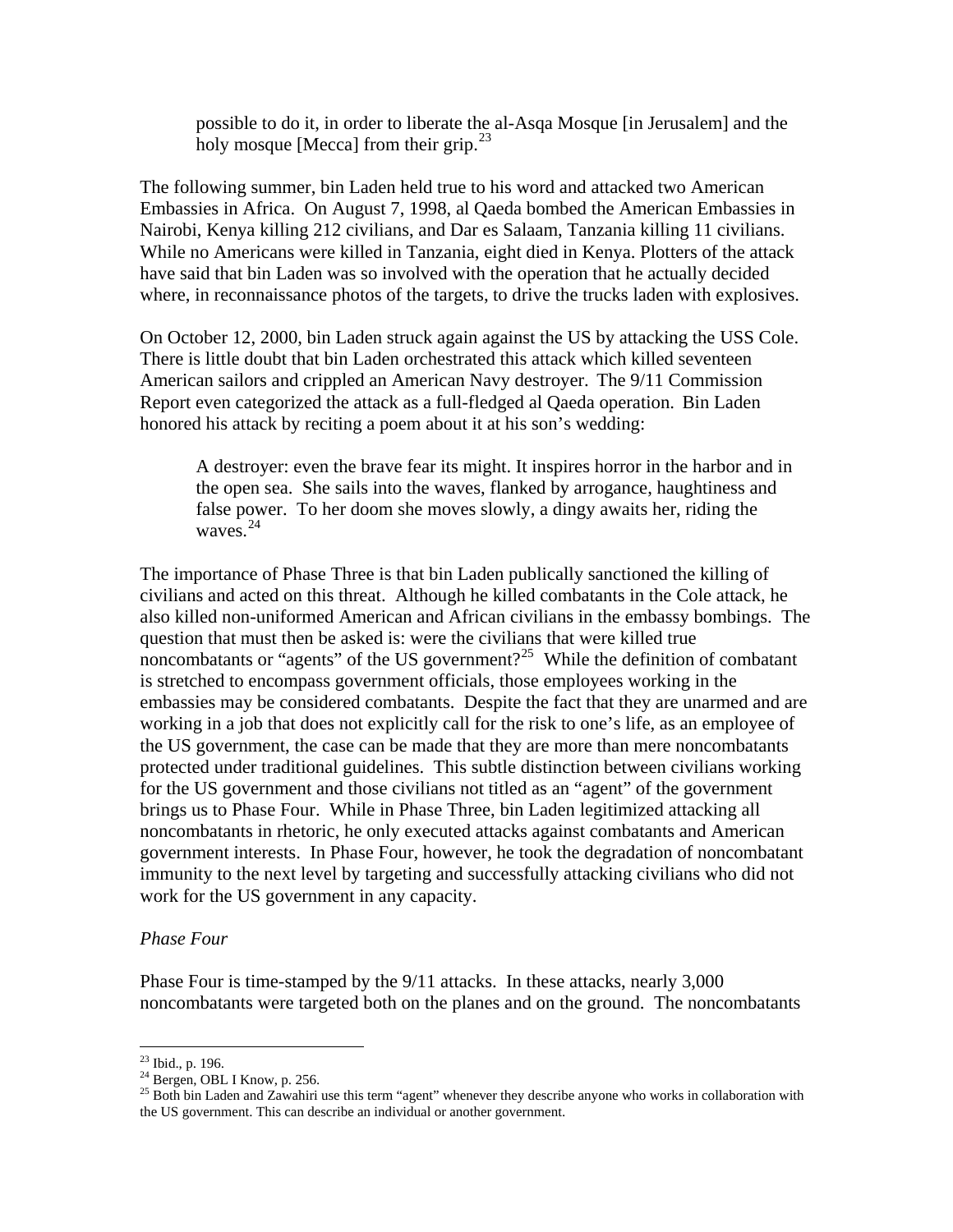> possible to do it, in order to liberate the al-Asqa Mosque [in Jerusalem] and the holy mosque [Mecca] from their grip.[23]

The following summer, bin Laden held true to his word and attacked two American Embassies in Africa. On August 7, 1998, al Qaeda bombed the American Embassies in Nairobi, Kenya killing 212 civilians, and Dar es Salaam, Tanzania killing 11 civilians. While no Americans were killed in Tanzania, eight died in Kenya. Plotters of the attack have said that bin Laden was so involved with the operation that he actually decided where, in reconnaissance photos of the targets, to drive the trucks laden with explosives.

On October 12, 2000, bin Laden struck again against the US by attacking the USS Cole. There is little doubt that bin Laden orchestrated this attack which killed seventeen American sailors and crippled an American Navy destroyer. The 9/11 Commission Report even categorized the attack as a full-fledged al Qaeda operation. Bin Laden honored his attack by reciting a poem about it at his son's wedding:

> A destroyer: even the brave fear its might. It inspires horror in the harbor and in the open sea. She sails into the waves, flanked by arrogance, haughtiness and false power. To her doom she moves slowly, a dingy awaits her, riding the waves.[24]

The importance of Phase Three is that bin Laden publically sanctioned the killing of civilians and acted on this threat. Although he killed combatants in the Cole attack, he also killed non-uniformed American and African civilians in the embassy bombings. The question that must then be asked is: were the civilians that were killed true noncombatants or "agents" of the US government?[25] While the definition of combatant is stretched to encompass government officials, those employees working in the embassies may be considered combatants. Despite the fact that they are unarmed and are working in a job that does not explicitly call for the risk to one's life, as an employee of the US government, the case can be made that they are more than mere noncombatants protected under traditional guidelines. This subtle distinction between civilians working for the US government and those civilians not titled as an "agent" of the government brings us to Phase Four. While in Phase Three, bin Laden legitimized attacking all noncombatants in rhetoric, he only executed attacks against combatants and American government interests. In Phase Four, however, he took the degradation of noncombatant immunity to the next level by targeting and successfully attacking civilians who did not work for the US government in any capacity.

*Phase Four*

Phase Four is time-stamped by the 9/11 attacks. In these attacks, nearly 3,000 noncombatants were targeted both on the planes and on the ground. The noncombatants

---

[23] Ibid., p. 196.

[24] Bergen, OBL I Know, p. 256.

[25] Both bin Laden and Zawahiri use this term "agent" whenever they describe anyone who works in collaboration with the US government. This can describe an individual or another government.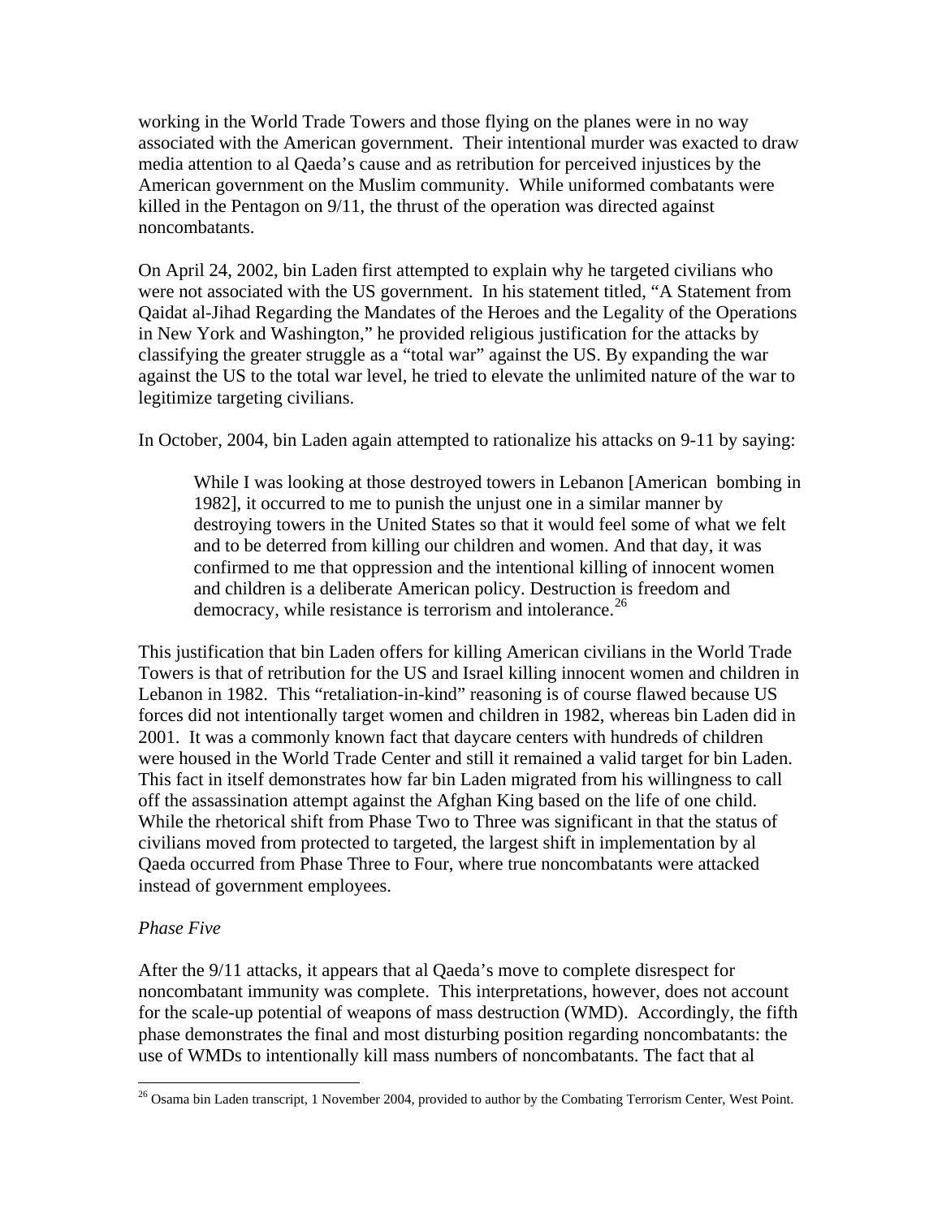working in the World Trade Towers and those flying on the planes were in no way associated with the American government. Their intentional murder was exacted to draw media attention to al Qaeda's cause and as retribution for perceived injustices by the American government on the Muslim community. While uniformed combatants were killed in the Pentagon on 9/11, the thrust of the operation was directed against noncombatants.

On April 24, 2002, bin Laden first attempted to explain why he targeted civilians who were not associated with the US government. In his statement titled, "A Statement from Qaidat al-Jihad Regarding the Mandates of the Heroes and the Legality of the Operations in New York and Washington," he provided religious justification for the attacks by classifying the greater struggle as a "total war" against the US. By expanding the war against the US to the total war level, he tried to elevate the unlimited nature of the war to legitimize targeting civilians.

In October, 2004, bin Laden again attempted to rationalize his attacks on 9-11 by saying:

> While I was looking at those destroyed towers in Lebanon [American bombing in 1982], it occurred to me to punish the unjust one in a similar manner by destroying towers in the United States so that it would feel some of what we felt and to be deterred from killing our children and women. And that day, it was confirmed to me that oppression and the intentional killing of innocent women and children is a deliberate American policy. Destruction is freedom and democracy, while resistance is terrorism and intolerance.[26]

This justification that bin Laden offers for killing American civilians in the World Trade Towers is that of retribution for the US and Israel killing innocent women and children in Lebanon in 1982. This "retaliation-in-kind" reasoning is of course flawed because US forces did not intentionally target women and children in 1982, whereas bin Laden did in 2001. It was a commonly known fact that daycare centers with hundreds of children were housed in the World Trade Center and still it remained a valid target for bin Laden. This fact in itself demonstrates how far bin Laden migrated from his willingness to call off the assassination attempt against the Afghan King based on the life of one child. While the rhetorical shift from Phase Two to Three was significant in that the status of civilians moved from protected to targeted, the largest shift in implementation by al Qaeda occurred from Phase Three to Four, where true noncombatants were attacked instead of government employees.

*Phase Five*

After the 9/11 attacks, it appears that al Qaeda's move to complete disrespect for noncombatant immunity was complete. This interpretations, however, does not account for the scale-up potential of weapons of mass destruction (WMD). Accordingly, the fifth phase demonstrates the final and most disturbing position regarding noncombatants: the use of WMDs to intentionally kill mass numbers of noncombatants. The fact that al

[26] Osama bin Laden transcript, 1 November 2004, provided to author by the Combating Terrorism Center, West Point.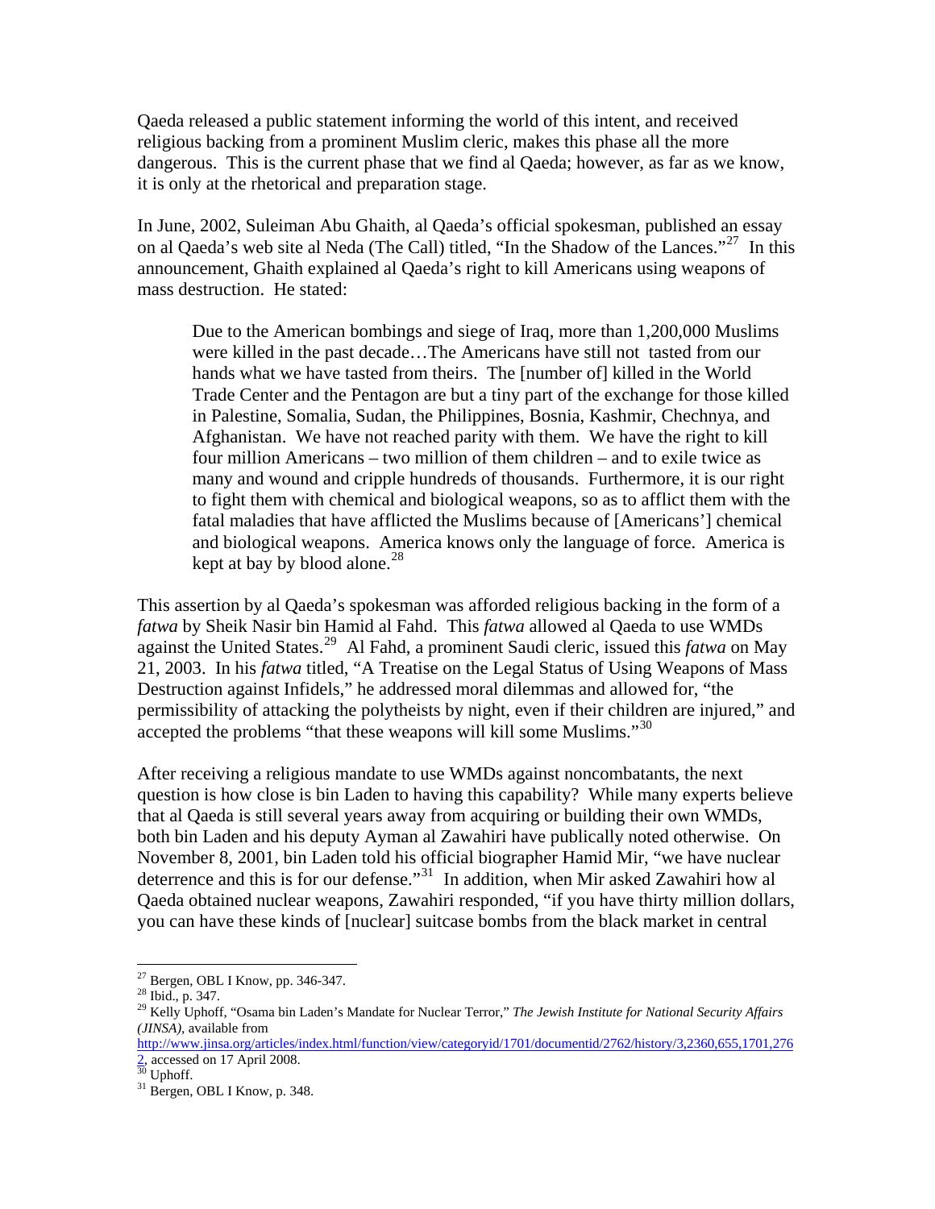Qaeda released a public statement informing the world of this intent, and received religious backing from a prominent Muslim cleric, makes this phase all the more dangerous. This is the current phase that we find al Qaeda; however, as far as we know, it is only at the rhetorical and preparation stage.

In June, 2002, Suleiman Abu Ghaith, al Qaeda's official spokesman, published an essay on al Qaeda's web site al Neda (The Call) titled, "In the Shadow of the Lances."[27] In this announcement, Ghaith explained al Qaeda's right to kill Americans using weapons of mass destruction. He stated:

> Due to the American bombings and siege of Iraq, more than 1,200,000 Muslims were killed in the past decade…The Americans have still not tasted from our hands what we have tasted from theirs. The [number of] killed in the World Trade Center and the Pentagon are but a tiny part of the exchange for those killed in Palestine, Somalia, Sudan, the Philippines, Bosnia, Kashmir, Chechnya, and Afghanistan. We have not reached parity with them. We have the right to kill four million Americans – two million of them children – and to exile twice as many and wound and cripple hundreds of thousands. Furthermore, it is our right to fight them with chemical and biological weapons, so as to afflict them with the fatal maladies that have afflicted the Muslims because of [Americans'] chemical and biological weapons. America knows only the language of force. America is kept at bay by blood alone.[28]

This assertion by al Qaeda's spokesman was afforded religious backing in the form of a *fatwa* by Sheik Nasir bin Hamid al Fahd. This *fatwa* allowed al Qaeda to use WMDs against the United States.[29] Al Fahd, a prominent Saudi cleric, issued this *fatwa* on May 21, 2003. In his *fatwa* titled, "A Treatise on the Legal Status of Using Weapons of Mass Destruction against Infidels," he addressed moral dilemmas and allowed for, "the permissibility of attacking the polytheists by night, even if their children are injured," and accepted the problems "that these weapons will kill some Muslims."[30]

After receiving a religious mandate to use WMDs against noncombatants, the next question is how close is bin Laden to having this capability? While many experts believe that al Qaeda is still several years away from acquiring or building their own WMDs, both bin Laden and his deputy Ayman al Zawahiri have publically noted otherwise. On November 8, 2001, bin Laden told his official biographer Hamid Mir, "we have nuclear deterrence and this is for our defense."[31] In addition, when Mir asked Zawahiri how al Qaeda obtained nuclear weapons, Zawahiri responded, "if you have thirty million dollars, you can have these kinds of [nuclear] suitcase bombs from the black market in central

---

[27] Bergen, OBL I Know, pp. 346-347.

[28] Ibid., p. 347.

[29] Kelly Uphoff, "Osama bin Laden's Mandate for Nuclear Terror," *The Jewish Institute for National Security Affairs (JINSA)*, available from http://www.jinsa.org/articles/index.html/function/view/categoryid/1701/documentid/2762/history/3,2360,655,1701,2762, accessed on 17 April 2008.

[30] Uphoff.

[31] Bergen, OBL I Know, p. 348.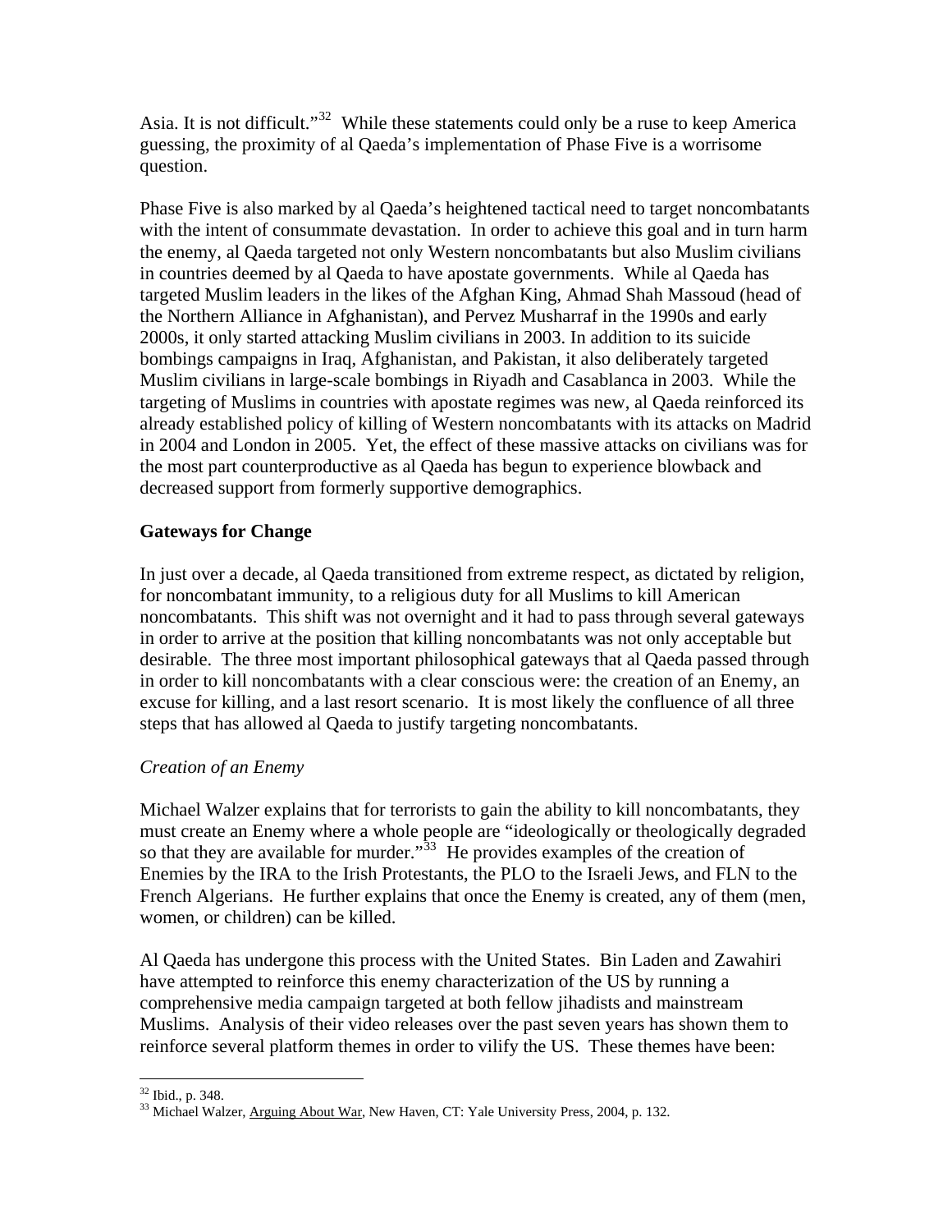Asia. It is not difficult."[32] While these statements could only be a ruse to keep America guessing, the proximity of al Qaeda's implementation of Phase Five is a worrisome question.

Phase Five is also marked by al Qaeda's heightened tactical need to target noncombatants with the intent of consummate devastation. In order to achieve this goal and in turn harm the enemy, al Qaeda targeted not only Western noncombatants but also Muslim civilians in countries deemed by al Qaeda to have apostate governments. While al Qaeda has targeted Muslim leaders in the likes of the Afghan King, Ahmad Shah Massoud (head of the Northern Alliance in Afghanistan), and Pervez Musharraf in the 1990s and early 2000s, it only started attacking Muslim civilians in 2003. In addition to its suicide bombings campaigns in Iraq, Afghanistan, and Pakistan, it also deliberately targeted Muslim civilians in large-scale bombings in Riyadh and Casablanca in 2003. While the targeting of Muslims in countries with apostate regimes was new, al Qaeda reinforced its already established policy of killing of Western noncombatants with its attacks on Madrid in 2004 and London in 2005. Yet, the effect of these massive attacks on civilians was for the most part counterproductive as al Qaeda has begun to experience blowback and decreased support from formerly supportive demographics.

## Gateways for Change

In just over a decade, al Qaeda transitioned from extreme respect, as dictated by religion, for noncombatant immunity, to a religious duty for all Muslims to kill American noncombatants. This shift was not overnight and it had to pass through several gateways in order to arrive at the position that killing noncombatants was not only acceptable but desirable. The three most important philosophical gateways that al Qaeda passed through in order to kill noncombatants with a clear conscious were: the creation of an Enemy, an excuse for killing, and a last resort scenario. It is most likely the confluence of all three steps that has allowed al Qaeda to justify targeting noncombatants.

### *Creation of an Enemy*

Michael Walzer explains that for terrorists to gain the ability to kill noncombatants, they must create an Enemy where a whole people are "ideologically or theologically degraded so that they are available for murder."[33] He provides examples of the creation of Enemies by the IRA to the Irish Protestants, the PLO to the Israeli Jews, and FLN to the French Algerians. He further explains that once the Enemy is created, any of them (men, women, or children) can be killed.

Al Qaeda has undergone this process with the United States. Bin Laden and Zawahiri have attempted to reinforce this enemy characterization of the US by running a comprehensive media campaign targeted at both fellow jihadists and mainstream Muslims. Analysis of their video releases over the past seven years has shown them to reinforce several platform themes in order to vilify the US. These themes have been:

---

[32] Ibid., p. 348.

[33] Michael Walzer, Arguing About War, New Haven, CT: Yale University Press, 2004, p. 132.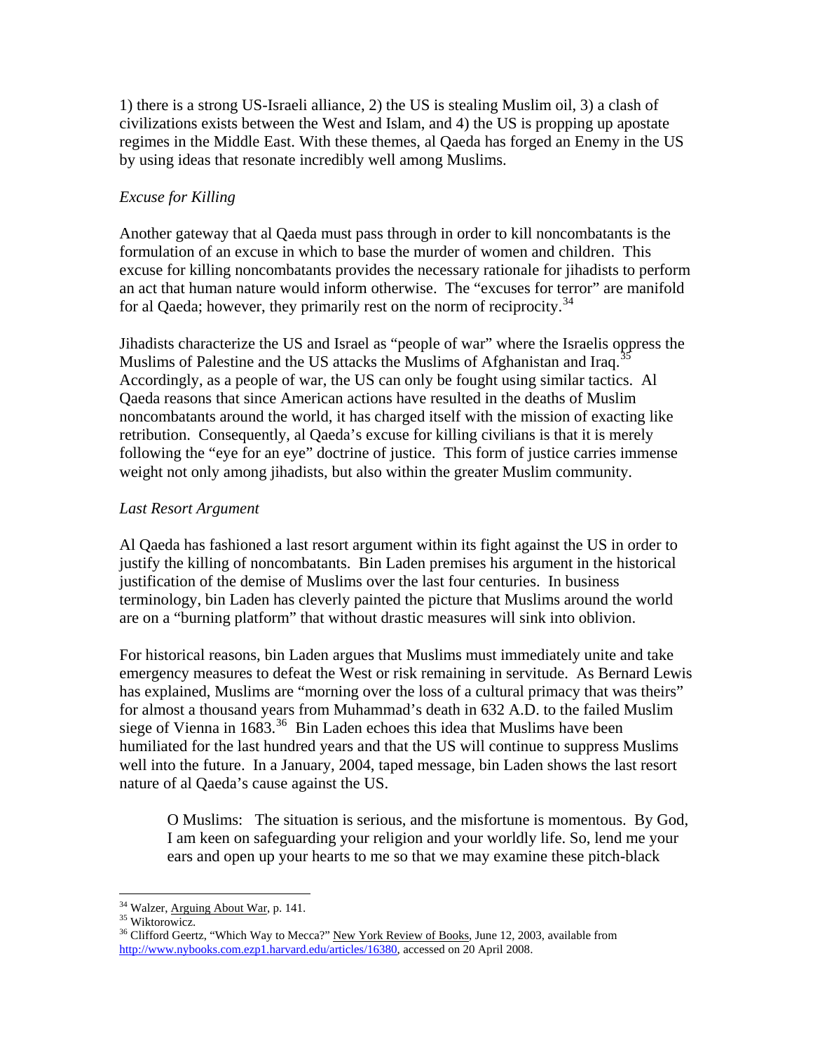1) there is a strong US-Israeli alliance, 2) the US is stealing Muslim oil, 3) a clash of civilizations exists between the West and Islam, and 4) the US is propping up apostate regimes in the Middle East. With these themes, al Qaeda has forged an Enemy in the US by using ideas that resonate incredibly well among Muslims.

*Excuse for Killing*

Another gateway that al Qaeda must pass through in order to kill noncombatants is the formulation of an excuse in which to base the murder of women and children. This excuse for killing noncombatants provides the necessary rationale for jihadists to perform an act that human nature would inform otherwise. The "excuses for terror" are manifold for al Qaeda; however, they primarily rest on the norm of reciprocity.[34]

Jihadists characterize the US and Israel as "people of war" where the Israelis oppress the Muslims of Palestine and the US attacks the Muslims of Afghanistan and Iraq.[35] Accordingly, as a people of war, the US can only be fought using similar tactics. Al Qaeda reasons that since American actions have resulted in the deaths of Muslim noncombatants around the world, it has charged itself with the mission of exacting like retribution. Consequently, al Qaeda's excuse for killing civilians is that it is merely following the "eye for an eye" doctrine of justice. This form of justice carries immense weight not only among jihadists, but also within the greater Muslim community.

*Last Resort Argument*

Al Qaeda has fashioned a last resort argument within its fight against the US in order to justify the killing of noncombatants. Bin Laden premises his argument in the historical justification of the demise of Muslims over the last four centuries. In business terminology, bin Laden has cleverly painted the picture that Muslims around the world are on a "burning platform" that without drastic measures will sink into oblivion.

For historical reasons, bin Laden argues that Muslims must immediately unite and take emergency measures to defeat the West or risk remaining in servitude. As Bernard Lewis has explained, Muslims are "morning over the loss of a cultural primacy that was theirs" for almost a thousand years from Muhammad's death in 632 A.D. to the failed Muslim siege of Vienna in 1683.[36] Bin Laden echoes this idea that Muslims have been humiliated for the last hundred years and that the US will continue to suppress Muslims well into the future. In a January, 2004, taped message, bin Laden shows the last resort nature of al Qaeda's cause against the US.

> O Muslims: The situation is serious, and the misfortune is momentous. By God, I am keen on safeguarding your religion and your worldly life. So, lend me your ears and open up your hearts to me so that we may examine these pitch-black

---

[34] Walzer, Arguing About War, p. 141.

[35] Wiktorowicz.

[36] Clifford Geertz, "Which Way to Mecca?" New York Review of Books, June 12, 2003, available from http://www.nybooks.com.ezp1.harvard.edu/articles/16380, accessed on 20 April 2008.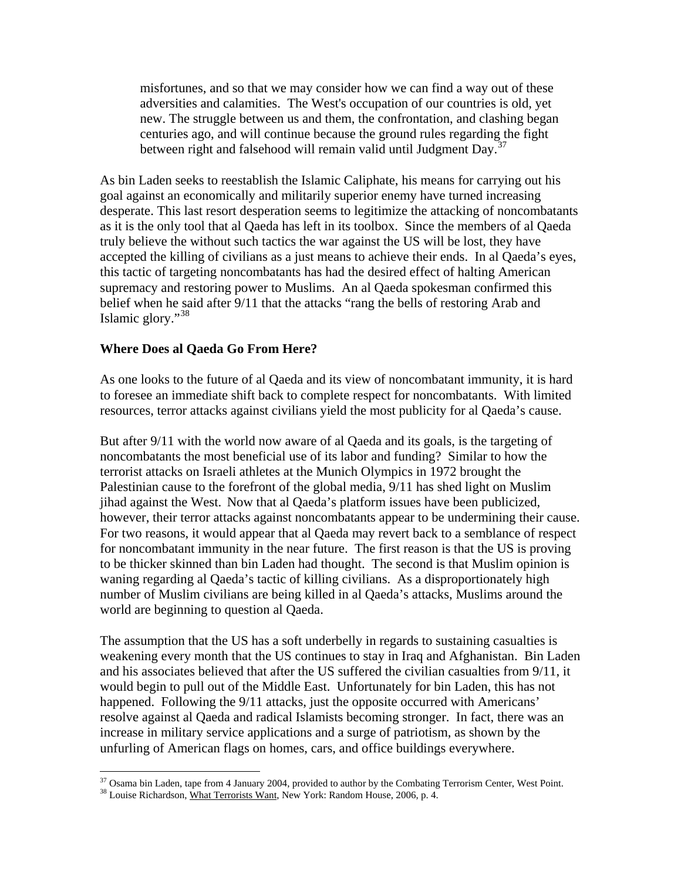> misfortunes, and so that we may consider how we can find a way out of these adversities and calamities. The West's occupation of our countries is old, yet new. The struggle between us and them, the confrontation, and clashing began centuries ago, and will continue because the ground rules regarding the fight between right and falsehood will remain valid until Judgment Day.[37]

As bin Laden seeks to reestablish the Islamic Caliphate, his means for carrying out his goal against an economically and militarily superior enemy have turned increasing desperate. This last resort desperation seems to legitimize the attacking of noncombatants as it is the only tool that al Qaeda has left in its toolbox. Since the members of al Qaeda truly believe the without such tactics the war against the US will be lost, they have accepted the killing of civilians as a just means to achieve their ends. In al Qaeda's eyes, this tactic of targeting noncombatants has had the desired effect of halting American supremacy and restoring power to Muslims. An al Qaeda spokesman confirmed this belief when he said after 9/11 that the attacks "rang the bells of restoring Arab and Islamic glory."[38]

**Where Does al Qaeda Go From Here?**

As one looks to the future of al Qaeda and its view of noncombatant immunity, it is hard to foresee an immediate shift back to complete respect for noncombatants. With limited resources, terror attacks against civilians yield the most publicity for al Qaeda's cause.

But after 9/11 with the world now aware of al Qaeda and its goals, is the targeting of noncombatants the most beneficial use of its labor and funding? Similar to how the terrorist attacks on Israeli athletes at the Munich Olympics in 1972 brought the Palestinian cause to the forefront of the global media, 9/11 has shed light on Muslim jihad against the West. Now that al Qaeda's platform issues have been publicized, however, their terror attacks against noncombatants appear to be undermining their cause. For two reasons, it would appear that al Qaeda may revert back to a semblance of respect for noncombatant immunity in the near future. The first reason is that the US is proving to be thicker skinned than bin Laden had thought. The second is that Muslim opinion is waning regarding al Qaeda's tactic of killing civilians. As a disproportionately high number of Muslim civilians are being killed in al Qaeda's attacks, Muslims around the world are beginning to question al Qaeda.

The assumption that the US has a soft underbelly in regards to sustaining casualties is weakening every month that the US continues to stay in Iraq and Afghanistan. Bin Laden and his associates believed that after the US suffered the civilian casualties from 9/11, it would begin to pull out of the Middle East. Unfortunately for bin Laden, this has not happened. Following the 9/11 attacks, just the opposite occurred with Americans' resolve against al Qaeda and radical Islamists becoming stronger. In fact, there was an increase in military service applications and a surge of patriotism, as shown by the unfurling of American flags on homes, cars, and office buildings everywhere.

---

[37] Osama bin Laden, tape from 4 January 2004, provided to author by the Combating Terrorism Center, West Point.

[38] Louise Richardson, What Terrorists Want, New York: Random House, 2006, p. 4.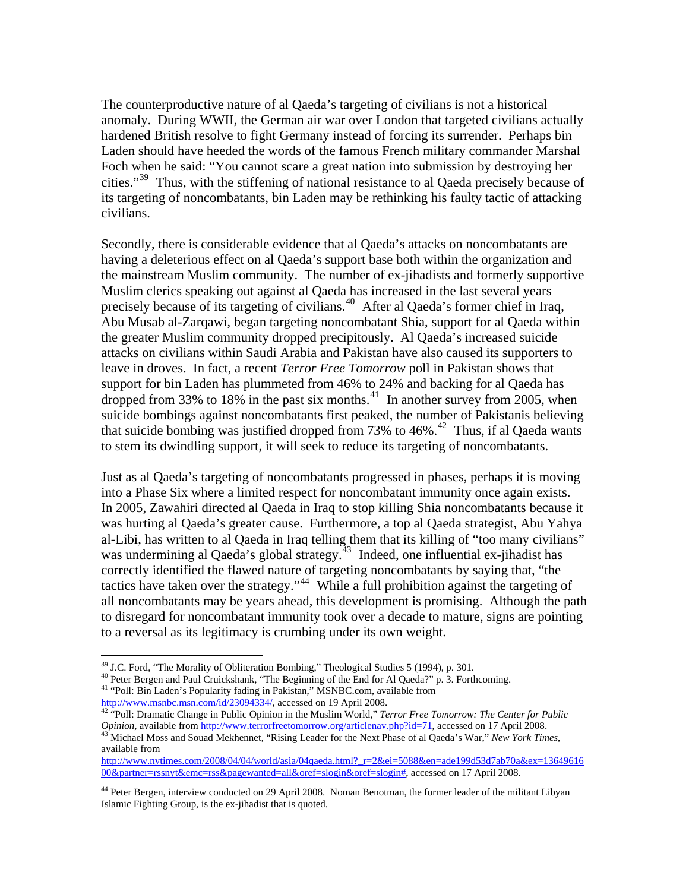The counterproductive nature of al Qaeda's targeting of civilians is not a historical anomaly. During WWII, the German air war over London that targeted civilians actually hardened British resolve to fight Germany instead of forcing its surrender. Perhaps bin Laden should have heeded the words of the famous French military commander Marshal Foch when he said: "You cannot scare a great nation into submission by destroying her cities."[39] Thus, with the stiffening of national resistance to al Qaeda precisely because of its targeting of noncombatants, bin Laden may be rethinking his faulty tactic of attacking civilians.

Secondly, there is considerable evidence that al Qaeda's attacks on noncombatants are having a deleterious effect on al Qaeda's support base both within the organization and the mainstream Muslim community. The number of ex-jihadists and formerly supportive Muslim clerics speaking out against al Qaeda has increased in the last several years precisely because of its targeting of civilians.[40] After al Qaeda's former chief in Iraq, Abu Musab al-Zarqawi, began targeting noncombatant Shia, support for al Qaeda within the greater Muslim community dropped precipitously. Al Qaeda's increased suicide attacks on civilians within Saudi Arabia and Pakistan have also caused its supporters to leave in droves. In fact, a recent *Terror Free Tomorrow* poll in Pakistan shows that support for bin Laden has plummeted from 46% to 24% and backing for al Qaeda has dropped from 33% to 18% in the past six months.[41] In another survey from 2005, when suicide bombings against noncombatants first peaked, the number of Pakistanis believing that suicide bombing was justified dropped from 73% to 46%.[42] Thus, if al Qaeda wants to stem its dwindling support, it will seek to reduce its targeting of noncombatants.

Just as al Qaeda's targeting of noncombatants progressed in phases, perhaps it is moving into a Phase Six where a limited respect for noncombatant immunity once again exists. In 2005, Zawahiri directed al Qaeda in Iraq to stop killing Shia noncombatants because it was hurting al Qaeda's greater cause. Furthermore, a top al Qaeda strategist, Abu Yahya al-Libi, has written to al Qaeda in Iraq telling them that its killing of "too many civilians" was undermining al Qaeda's global strategy.[43] Indeed, one influential ex-jihadist has correctly identified the flawed nature of targeting noncombatants by saying that, "the tactics have taken over the strategy."[44] While a full prohibition against the targeting of all noncombatants may be years ahead, this development is promising. Although the path to disregard for noncombatant immunity took over a decade to mature, signs are pointing to a reversal as its legitimacy is crumbing under its own weight.

---

[39] J.C. Ford, "The Morality of Obliteration Bombing," Theological Studies 5 (1994), p. 301.

[40] Peter Bergen and Paul Cruickshank, "The Beginning of the End for Al Qaeda?" p. 3. Forthcoming.

[41] "Poll: Bin Laden's Popularity fading in Pakistan," MSNBC.com, available from http://www.msnbc.msn.com/id/23094334/, accessed on 19 April 2008.

[42] "Poll: Dramatic Change in Public Opinion in the Muslim World," *Terror Free Tomorrow: The Center for Public Opinion*, available from http://www.terrorfreetomorrow.org/articlenav.php?id=71, accessed on 17 April 2008.

[43] Michael Moss and Souad Mekhennet, "Rising Leader for the Next Phase of al Qaeda's War," *New York Times*, available from http://www.nytimes.com/2008/04/04/world/asia/04qaeda.html?_r=2&ei=5088&en=ade199d53d7ab70a&ex=1364961600&partner=rssnyt&emc=rss&pagewanted=all&oref=slogin&oref=slogin#, accessed on 17 April 2008.

[44] Peter Bergen, interview conducted on 29 April 2008. Noman Benotman, the former leader of the militant Libyan Islamic Fighting Group, is the ex-jihadist that is quoted.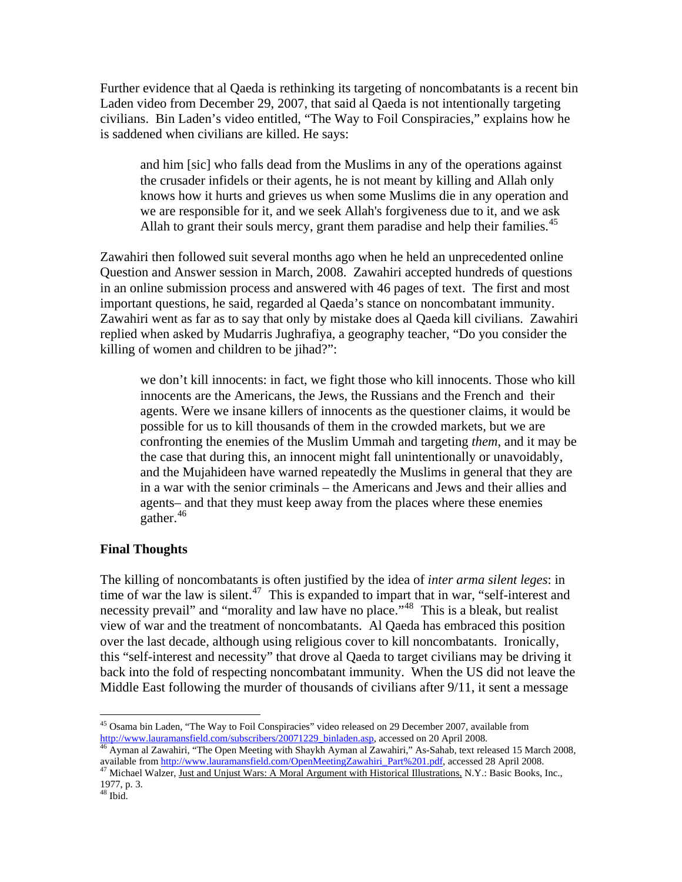Further evidence that al Qaeda is rethinking its targeting of noncombatants is a recent bin Laden video from December 29, 2007, that said al Qaeda is not intentionally targeting civilians. Bin Laden's video entitled, "The Way to Foil Conspiracies," explains how he is saddened when civilians are killed. He says:

> and him [sic] who falls dead from the Muslims in any of the operations against the crusader infidels or their agents, he is not meant by killing and Allah only knows how it hurts and grieves us when some Muslims die in any operation and we are responsible for it, and we seek Allah's forgiveness due to it, and we ask Allah to grant their souls mercy, grant them paradise and help their families.[45]

Zawahiri then followed suit several months ago when he held an unprecedented online Question and Answer session in March, 2008. Zawahiri accepted hundreds of questions in an online submission process and answered with 46 pages of text. The first and most important questions, he said, regarded al Qaeda's stance on noncombatant immunity. Zawahiri went as far as to say that only by mistake does al Qaeda kill civilians. Zawahiri replied when asked by Mudarris Jughrafiya, a geography teacher, "Do you consider the killing of women and children to be jihad?":

> we don't kill innocents: in fact, we fight those who kill innocents. Those who kill innocents are the Americans, the Jews, the Russians and the French and their agents. Were we insane killers of innocents as the questioner claims, it would be possible for us to kill thousands of them in the crowded markets, but we are confronting the enemies of the Muslim Ummah and targeting *them*, and it may be the case that during this, an innocent might fall unintentionally or unavoidably, and the Mujahideen have warned repeatedly the Muslims in general that they are in a war with the senior criminals – the Americans and Jews and their allies and agents– and that they must keep away from the places where these enemies gather.[46]

## Final Thoughts

The killing of noncombatants is often justified by the idea of *inter arma silent leges*: in time of war the law is silent.[47] This is expanded to impart that in war, "self-interest and necessity prevail" and "morality and law have no place."[48] This is a bleak, but realist view of war and the treatment of noncombatants. Al Qaeda has embraced this position over the last decade, although using religious cover to kill noncombatants. Ironically, this "self-interest and necessity" that drove al Qaeda to target civilians may be driving it back into the fold of respecting noncombatant immunity. When the US did not leave the Middle East following the murder of thousands of civilians after 9/11, it sent a message

---

[45] Osama bin Laden, "The Way to Foil Conspiracies" video released on 29 December 2007, available from http://www.lauramansfield.com/subscribers/20071229_binladen.asp, accessed on 20 April 2008.

[46] Ayman al Zawahiri, "The Open Meeting with Shaykh Ayman al Zawahiri," As-Sahab, text released 15 March 2008, available from http://www.lauramansfield.com/OpenMeetingZawahiri_Part%201.pdf, accessed 28 April 2008.

[47] Michael Walzer, Just and Unjust Wars: A Moral Argument with Historical Illustrations, N.Y.: Basic Books, Inc., 1977, p. 3.

[48] Ibid.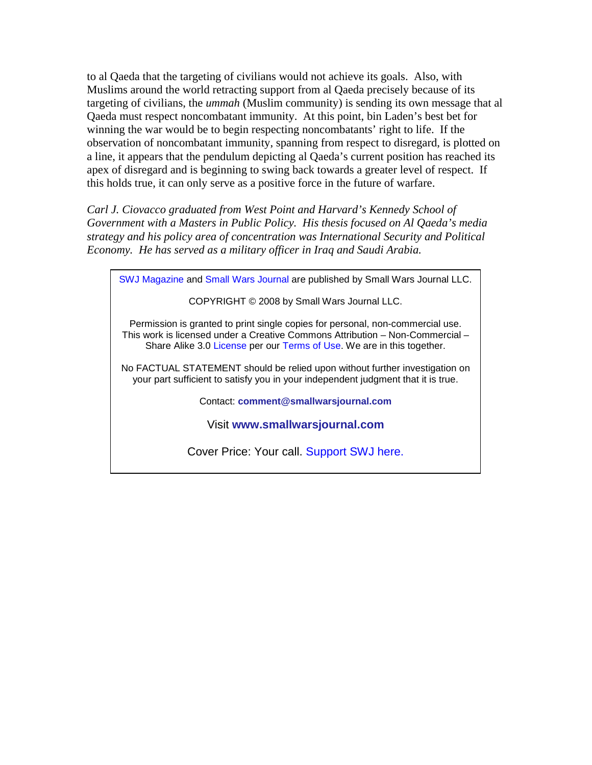to al Qaeda that the targeting of civilians would not achieve its goals. Also, with Muslims around the world retracting support from al Qaeda precisely because of its targeting of civilians, the *ummah* (Muslim community) is sending its own message that al Qaeda must respect noncombatant immunity. At this point, bin Laden's best bet for winning the war would be to begin respecting noncombatants' right to life. If the observation of noncombatant immunity, spanning from respect to disregard, is plotted on a line, it appears that the pendulum depicting al Qaeda's current position has reached its apex of disregard and is beginning to swing back towards a greater level of respect. If this holds true, it can only serve as a positive force in the future of warfare.

*Carl J. Ciovacco graduated from West Point and Harvard's Kennedy School of Government with a Masters in Public Policy. His thesis focused on Al Qaeda's media strategy and his policy area of concentration was International Security and Political Economy. He has served as a military officer in Iraq and Saudi Arabia.*

SWJ Magazine and Small Wars Journal are published by Small Wars Journal LLC.

COPYRIGHT © 2008 by Small Wars Journal LLC.

Permission is granted to print single copies for personal, non-commercial use. This work is licensed under a Creative Commons Attribution – Non-Commercial – Share Alike 3.0 License per our Terms of Use. We are in this together.

No FACTUAL STATEMENT should be relied upon without further investigation on your part sufficient to satisfy you in your independent judgment that it is true.

Contact: **comment@smallwarsjournal.com**

Visit **www.smallwarsjournal.com**

Cover Price: Your call. Support SWJ here.